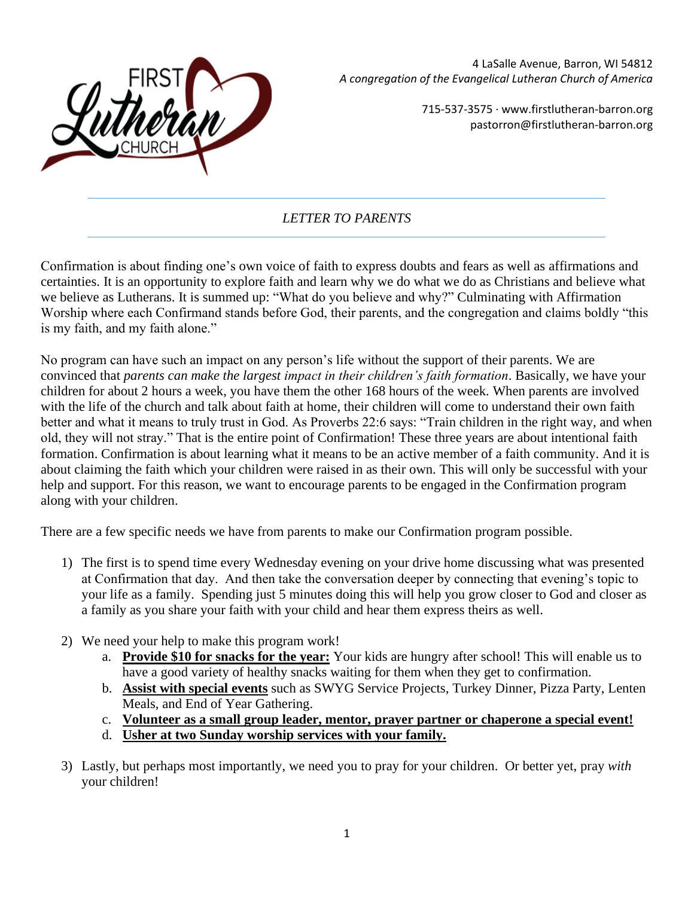4 LaSalle Avenue, Barron, WI 54812
*A congregation of the Evangelical Lutheran Church of America*

715-537-3575 · www.firstlutheran-barron.org
pastorron@firstlutheran-barron.org

# *LETTER TO PARENTS*

Confirmation is about finding one's own voice of faith to express doubts and fears as well as affirmations and certainties. It is an opportunity to explore faith and learn why we do what we do as Christians and believe what we believe as Lutherans. It is summed up: "What do you believe and why?" Culminating with Affirmation Worship where each Confirmand stands before God, their parents, and the congregation and claims boldly "this is my faith, and my faith alone."

No program can have such an impact on any person's life without the support of their parents. We are convinced that *parents can make the largest impact in their children's faith formation*. Basically, we have your children for about 2 hours a week, you have them the other 168 hours of the week. When parents are involved with the life of the church and talk about faith at home, their children will come to understand their own faith better and what it means to truly trust in God. As Proverbs 22:6 says: "Train children in the right way, and when old, they will not stray." That is the entire point of Confirmation! These three years are about intentional faith formation. Confirmation is about learning what it means to be an active member of a faith community. And it is about claiming the faith which your children were raised in as their own. This will only be successful with your help and support. For this reason, we want to encourage parents to be engaged in the Confirmation program along with your children.

There are a few specific needs we have from parents to make our Confirmation program possible.

1) The first is to spend time every Wednesday evening on your drive home discussing what was presented at Confirmation that day. And then take the conversation deeper by connecting that evening's topic to your life as a family. Spending just 5 minutes doing this will help you grow closer to God and closer as a family as you share your faith with your child and hear them express theirs as well.

2) We need your help to make this program work!
   a. **Provide $10 for snacks for the year:** Your kids are hungry after school! This will enable us to have a good variety of healthy snacks waiting for them when they get to confirmation.
   b. **Assist with special events** such as SWYG Service Projects, Turkey Dinner, Pizza Party, Lenten Meals, and End of Year Gathering.
   c. **Volunteer as a small group leader, mentor, prayer partner or chaperone a special event!**
   d. **Usher at two Sunday worship services with your family.**

3) Lastly, but perhaps most importantly, we need you to pray for your children. Or better yet, pray *with* your children!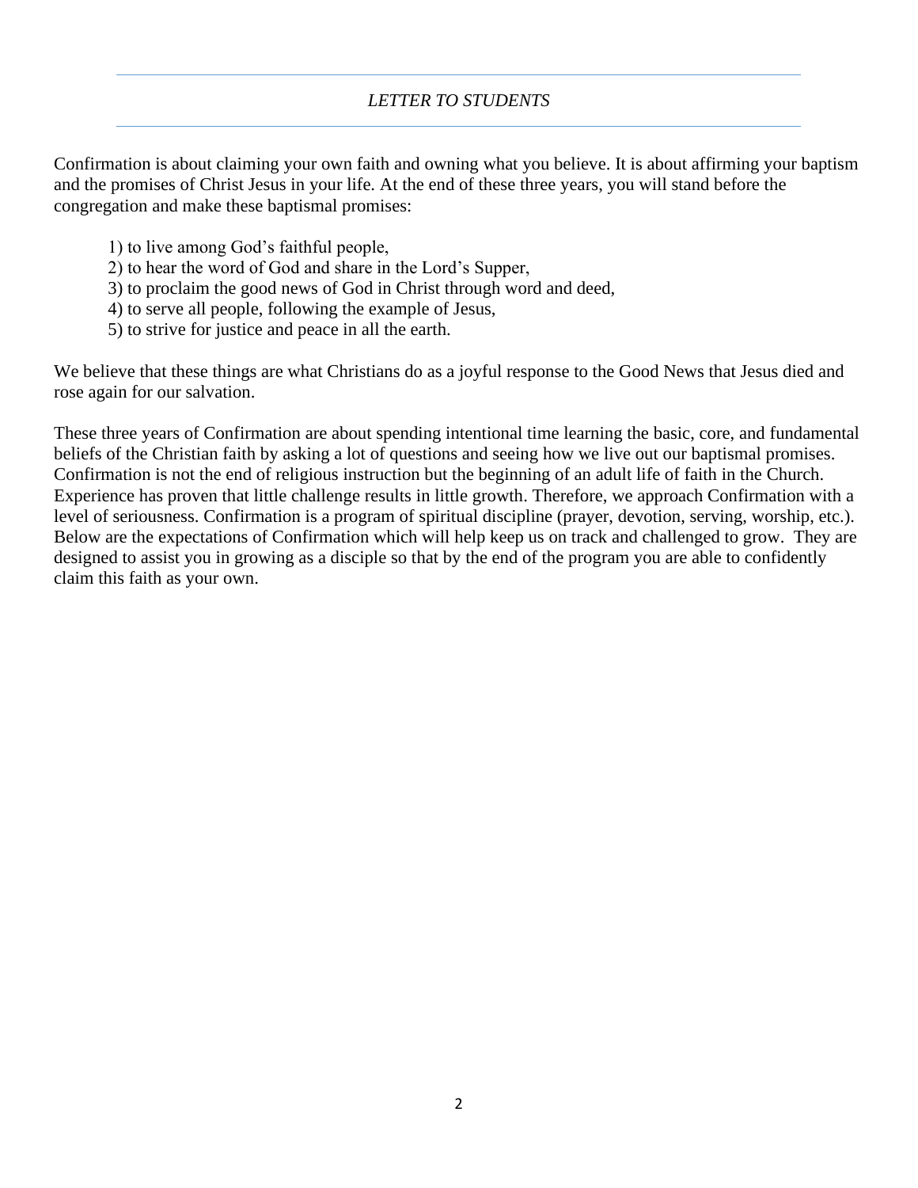## *LETTER TO STUDENTS*

Confirmation is about claiming your own faith and owning what you believe. It is about affirming your baptism and the promises of Christ Jesus in your life. At the end of these three years, you will stand before the congregation and make these baptismal promises:

1) to live among God's faithful people,
2) to hear the word of God and share in the Lord's Supper,
3) to proclaim the good news of God in Christ through word and deed,
4) to serve all people, following the example of Jesus,
5) to strive for justice and peace in all the earth.

We believe that these things are what Christians do as a joyful response to the Good News that Jesus died and rose again for our salvation.

These three years of Confirmation are about spending intentional time learning the basic, core, and fundamental beliefs of the Christian faith by asking a lot of questions and seeing how we live out our baptismal promises. Confirmation is not the end of religious instruction but the beginning of an adult life of faith in the Church. Experience has proven that little challenge results in little growth. Therefore, we approach Confirmation with a level of seriousness. Confirmation is a program of spiritual discipline (prayer, devotion, serving, worship, etc.). Below are the expectations of Confirmation which will help keep us on track and challenged to grow. They are designed to assist you in growing as a disciple so that by the end of the program you are able to confidently claim this faith as your own.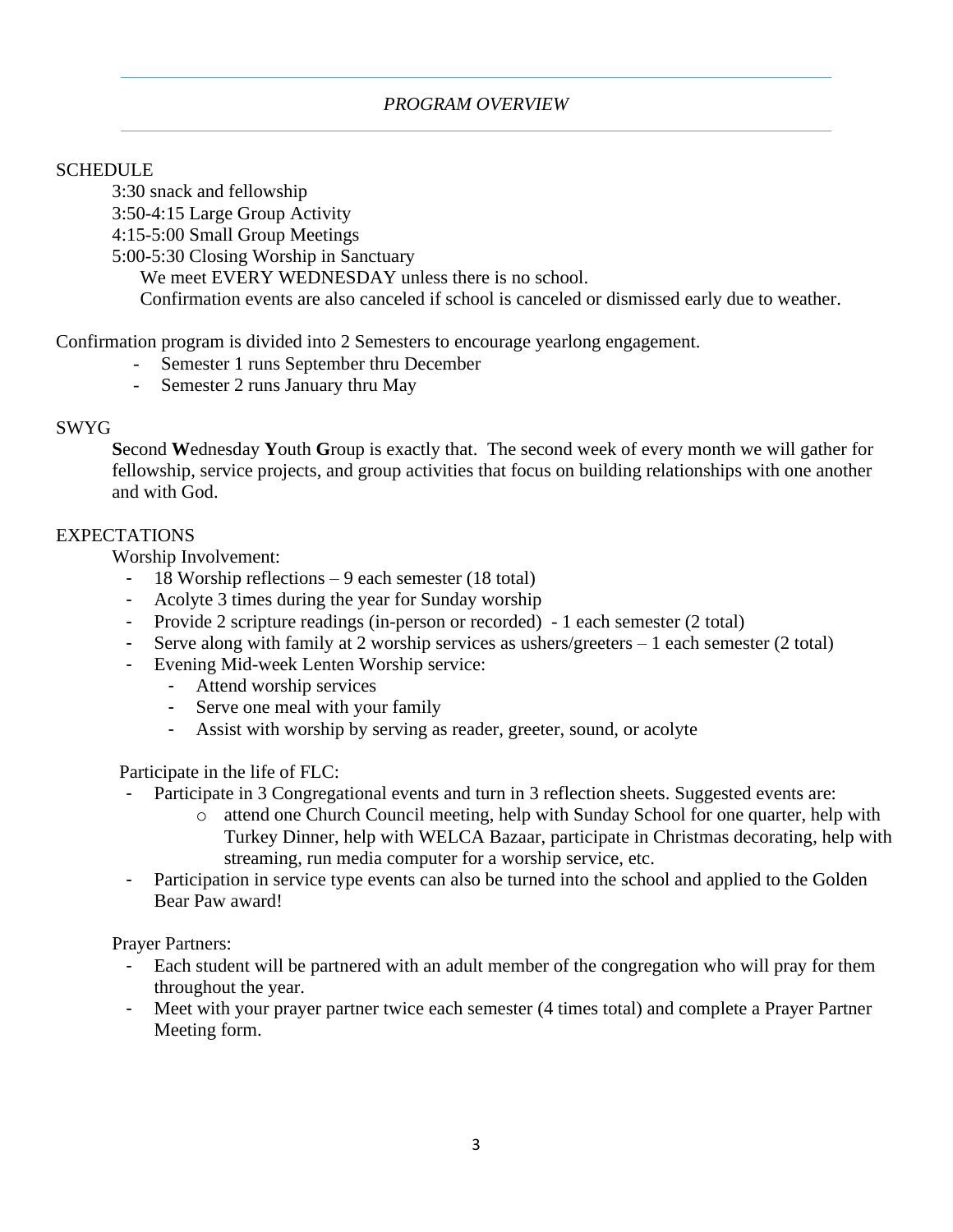## *PROGRAM OVERVIEW*

SCHEDULE

3:30 snack and fellowship

3:50-4:15 Large Group Activity

4:15-5:00 Small Group Meetings

5:00-5:30 Closing Worship in Sanctuary

We meet EVERY WEDNESDAY unless there is no school.

Confirmation events are also canceled if school is canceled or dismissed early due to weather.

Confirmation program is divided into 2 Semesters to encourage yearlong engagement.

- Semester 1 runs September thru December
- Semester 2 runs January thru May

SWYG

**S**econd **W**ednesday **Y**outh **G**roup is exactly that. The second week of every month we will gather for fellowship, service projects, and group activities that focus on building relationships with one another and with God.

EXPECTATIONS

Worship Involvement:

- 18 Worship reflections – 9 each semester (18 total)
- Acolyte 3 times during the year for Sunday worship
- Provide 2 scripture readings (in-person or recorded) - 1 each semester (2 total)
- Serve along with family at 2 worship services as ushers/greeters – 1 each semester (2 total)
- Evening Mid-week Lenten Worship service:
  - Attend worship services
  - Serve one meal with your family
  - Assist with worship by serving as reader, greeter, sound, or acolyte

Participate in the life of FLC:

- Participate in 3 Congregational events and turn in 3 reflection sheets. Suggested events are:
  - attend one Church Council meeting, help with Sunday School for one quarter, help with Turkey Dinner, help with WELCA Bazaar, participate in Christmas decorating, help with streaming, run media computer for a worship service, etc.
- Participation in service type events can also be turned into the school and applied to the Golden Bear Paw award!

Prayer Partners:

- Each student will be partnered with an adult member of the congregation who will pray for them throughout the year.
- Meet with your prayer partner twice each semester (4 times total) and complete a Prayer Partner Meeting form.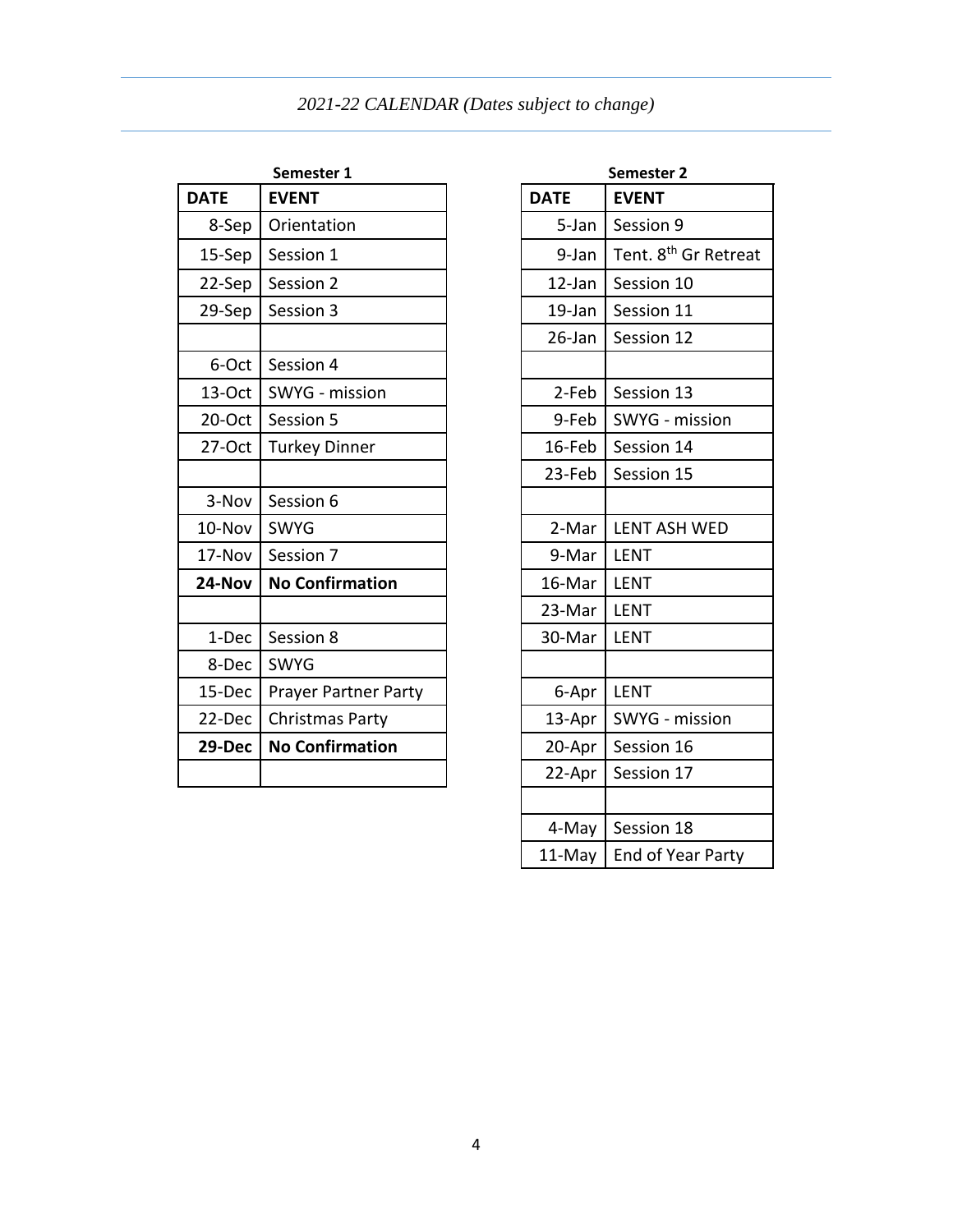*2021-22 CALENDAR (Dates subject to change)*

**Semester 1**

| DATE | EVENT |
|---|---|
| 8-Sep | Orientation |
| 15-Sep | Session 1 |
| 22-Sep | Session 2 |
| 29-Sep | Session 3 |
| | |
| 6-Oct | Session 4 |
| 13-Oct | SWYG - mission |
| 20-Oct | Session 5 |
| 27-Oct | Turkey Dinner |
| | |
| 3-Nov | Session 6 |
| 10-Nov | SWYG |
| 17-Nov | Session 7 |
| **24-Nov** | **No Confirmation** |
| | |
| 1-Dec | Session 8 |
| 8-Dec | SWYG |
| 15-Dec | Prayer Partner Party |
| 22-Dec | Christmas Party |
| **29-Dec** | **No Confirmation** |
| | |

**Semester 2**

| DATE | EVENT |
|---|---|
| 5-Jan | Session 9 |
| 9-Jan | Tent. 8th Gr Retreat |
| 12-Jan | Session 10 |
| 19-Jan | Session 11 |
| 26-Jan | Session 12 |
| | |
| 2-Feb | Session 13 |
| 9-Feb | SWYG - mission |
| 16-Feb | Session 14 |
| 23-Feb | Session 15 |
| | |
| 2-Mar | LENT ASH WED |
| 9-Mar | LENT |
| 16-Mar | LENT |
| 23-Mar | LENT |
| 30-Mar | LENT |
| | |
| 6-Apr | LENT |
| 13-Apr | SWYG - mission |
| 20-Apr | Session 16 |
| 22-Apr | Session 17 |
| | |
| 4-May | Session 18 |
| 11-May | End of Year Party |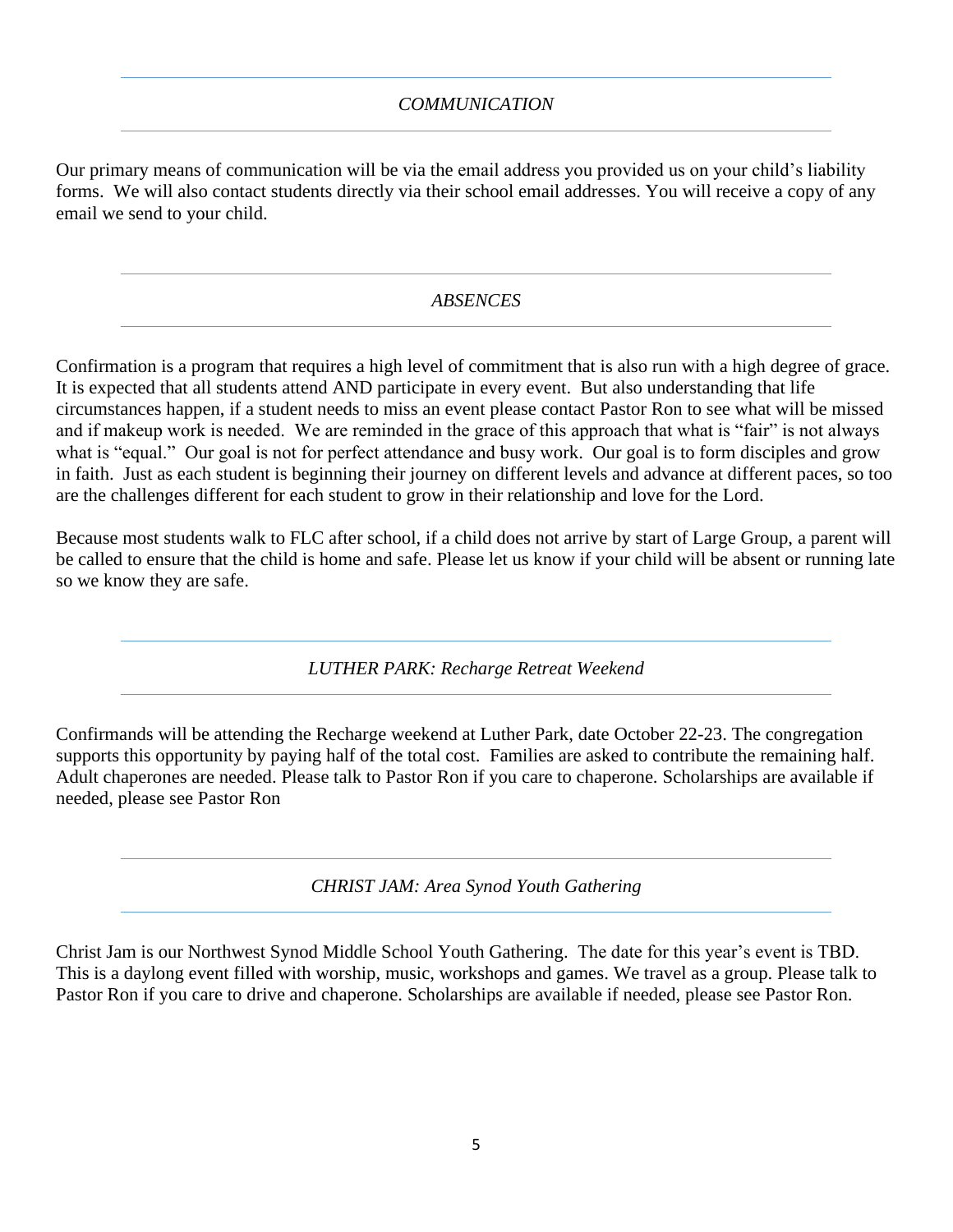## *COMMUNICATION*

Our primary means of communication will be via the email address you provided us on your child's liability forms. We will also contact students directly via their school email addresses. You will receive a copy of any email we send to your child.

## *ABSENCES*

Confirmation is a program that requires a high level of commitment that is also run with a high degree of grace. It is expected that all students attend AND participate in every event. But also understanding that life circumstances happen, if a student needs to miss an event please contact Pastor Ron to see what will be missed and if makeup work is needed. We are reminded in the grace of this approach that what is "fair" is not always what is "equal." Our goal is not for perfect attendance and busy work. Our goal is to form disciples and grow in faith. Just as each student is beginning their journey on different levels and advance at different paces, so too are the challenges different for each student to grow in their relationship and love for the Lord.

Because most students walk to FLC after school, if a child does not arrive by start of Large Group, a parent will be called to ensure that the child is home and safe. Please let us know if your child will be absent or running late so we know they are safe.

## *LUTHER PARK: Recharge Retreat Weekend*

Confirmands will be attending the Recharge weekend at Luther Park, date October 22-23. The congregation supports this opportunity by paying half of the total cost. Families are asked to contribute the remaining half. Adult chaperones are needed. Please talk to Pastor Ron if you care to chaperone. Scholarships are available if needed, please see Pastor Ron

## *CHRIST JAM: Area Synod Youth Gathering*

Christ Jam is our Northwest Synod Middle School Youth Gathering. The date for this year's event is TBD. This is a daylong event filled with worship, music, workshops and games. We travel as a group. Please talk to Pastor Ron if you care to drive and chaperone. Scholarships are available if needed, please see Pastor Ron.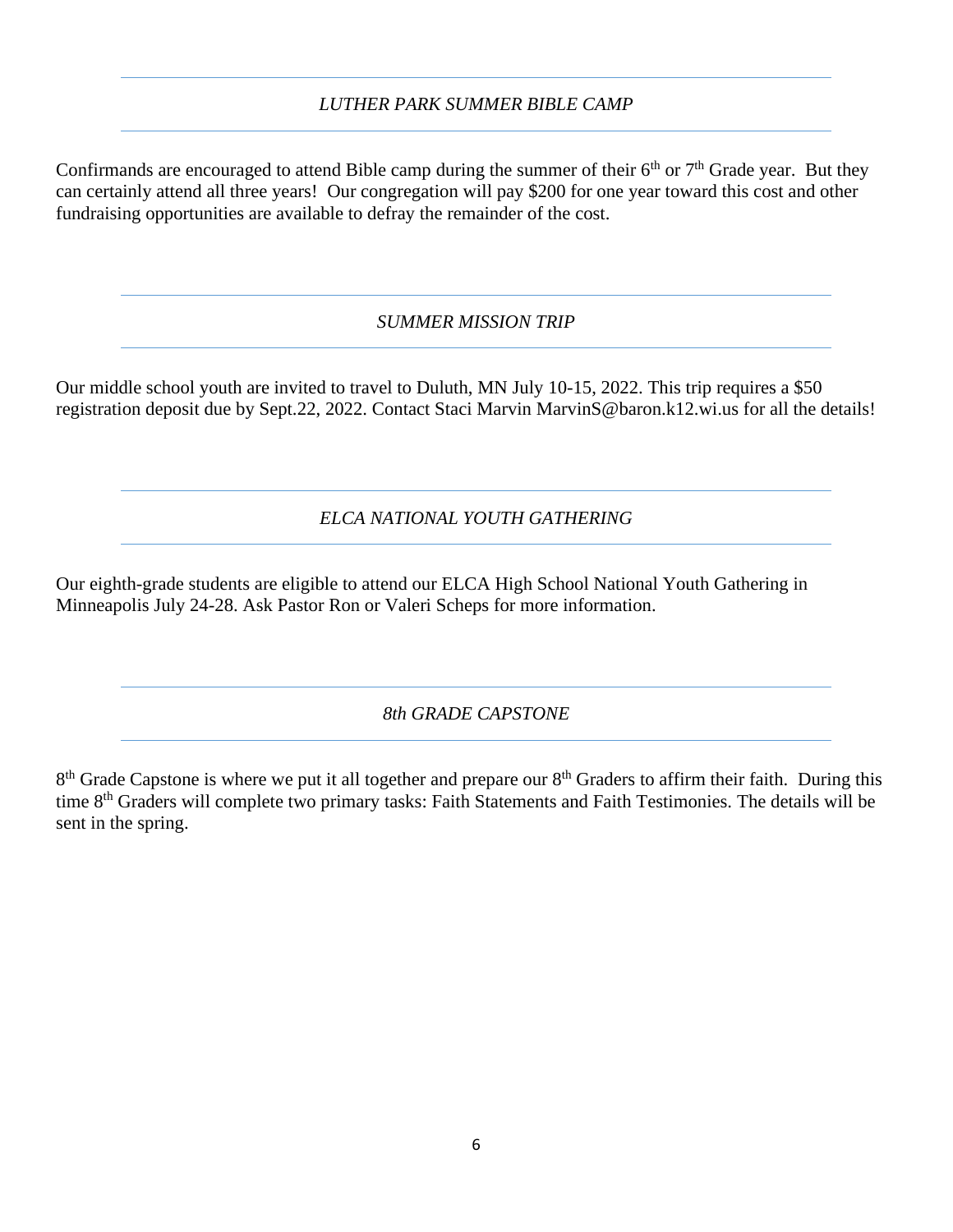## *LUTHER PARK SUMMER BIBLE CAMP*

Confirmands are encouraged to attend Bible camp during the summer of their 6th or 7th Grade year. But they can certainly attend all three years! Our congregation will pay $200 for one year toward this cost and other fundraising opportunities are available to defray the remainder of the cost.

## *SUMMER MISSION TRIP*

Our middle school youth are invited to travel to Duluth, MN July 10-15, 2022. This trip requires a $50 registration deposit due by Sept.22, 2022. Contact Staci Marvin MarvinS@baron.k12.wi.us for all the details!

## *ELCA NATIONAL YOUTH GATHERING*

Our eighth-grade students are eligible to attend our ELCA High School National Youth Gathering in Minneapolis July 24-28. Ask Pastor Ron or Valeri Scheps for more information.

## *8th GRADE CAPSTONE*

8th Grade Capstone is where we put it all together and prepare our 8th Graders to affirm their faith. During this time 8th Graders will complete two primary tasks: Faith Statements and Faith Testimonies. The details will be sent in the spring.